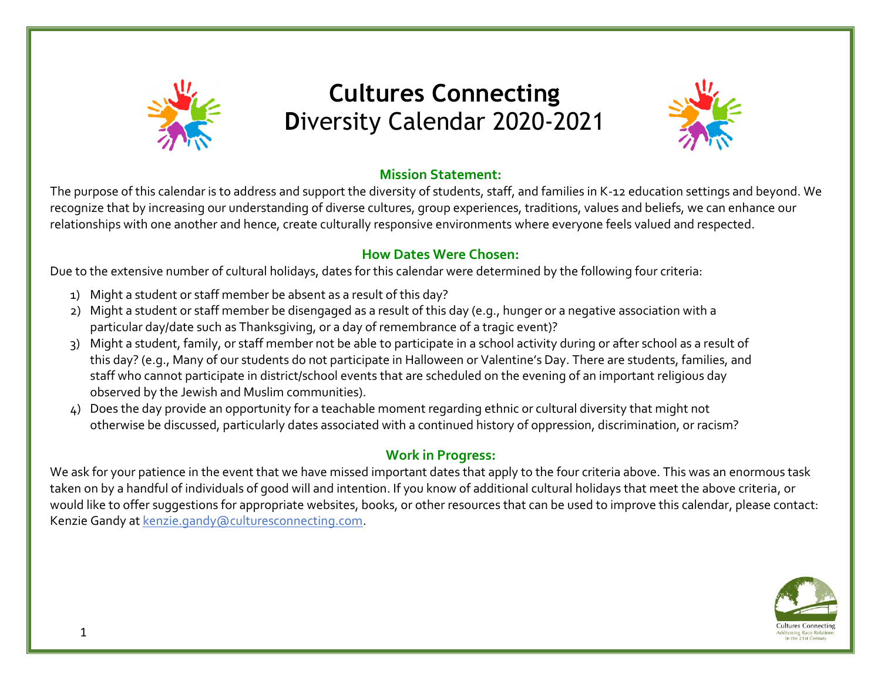# Cultures Connecting
# Diversity Calendar 2020-2021

## Mission Statement:

The purpose of this calendar is to address and support the diversity of students, staff, and families in K-12 education settings and beyond. We recognize that by increasing our understanding of diverse cultures, group experiences, traditions, values and beliefs, we can enhance our relationships with one another and hence, create culturally responsive environments where everyone feels valued and respected.

## How Dates Were Chosen:

Due to the extensive number of cultural holidays, dates for this calendar were determined by the following four criteria:

1) Might a student or staff member be absent as a result of this day?
2) Might a student or staff member be disengaged as a result of this day (e.g., hunger or a negative association with a particular day/date such as Thanksgiving, or a day of remembrance of a tragic event)?
3) Might a student, family, or staff member not be able to participate in a school activity during or after school as a result of this day? (e.g., Many of our students do not participate in Halloween or Valentine's Day. There are students, families, and staff who cannot participate in district/school events that are scheduled on the evening of an important religious day observed by the Jewish and Muslim communities).
4) Does the day provide an opportunity for a teachable moment regarding ethnic or cultural diversity that might not otherwise be discussed, particularly dates associated with a continued history of oppression, discrimination, or racism?

## Work in Progress:

We ask for your patience in the event that we have missed important dates that apply to the four criteria above. This was an enormous task taken on by a handful of individuals of good will and intention. If you know of additional cultural holidays that meet the above criteria, or would like to offer suggestions for appropriate websites, books, or other resources that can be used to improve this calendar, please contact: Kenzie Gandy at kenzie.gandy@culturesconnecting.com.

Cultures Connecting
Addressing Race Relations in the 21st Century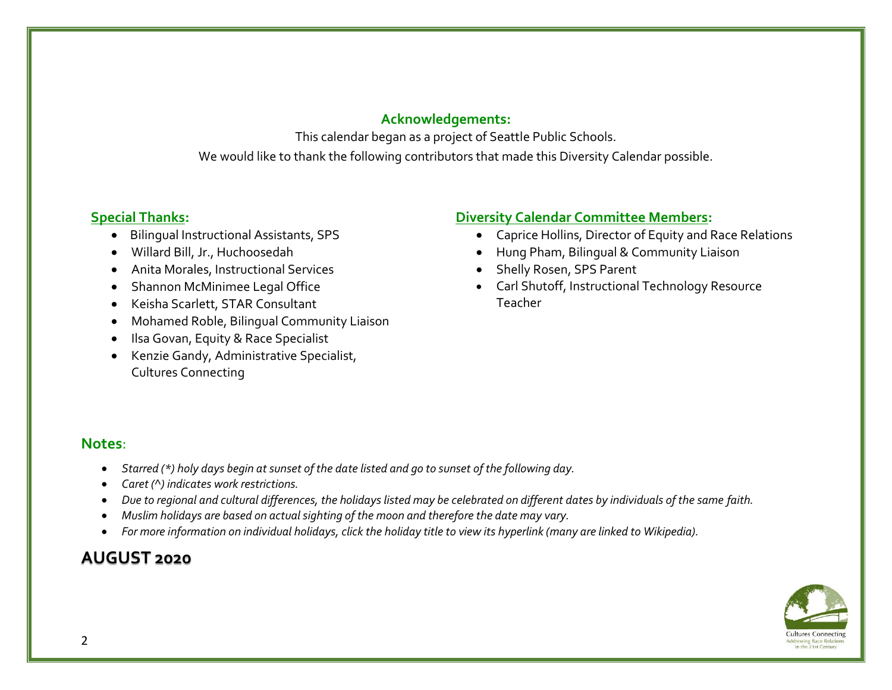## Acknowledgements:

This calendar began as a project of Seattle Public Schools.

We would like to thank the following contributors that made this Diversity Calendar possible.

### Special Thanks:

- Bilingual Instructional Assistants, SPS
- Willard Bill, Jr., Huchoosedah
- Anita Morales, Instructional Services
- Shannon McMinimee Legal Office
- Keisha Scarlett, STAR Consultant
- Mohamed Roble, Bilingual Community Liaison
- Ilsa Govan, Equity & Race Specialist
- Kenzie Gandy, Administrative Specialist, Cultures Connecting

### Diversity Calendar Committee Members:

- Caprice Hollins, Director of Equity and Race Relations
- Hung Pham, Bilingual & Community Liaison
- Shelly Rosen, SPS Parent
- Carl Shutoff, Instructional Technology Resource Teacher

## Notes:

- *Starred (*) holy days begin at sunset of the date listed and go to sunset of the following day.*
- *Caret (^) indicates work restrictions.*
- *Due to regional and cultural differences, the holidays listed may be celebrated on different dates by individuals of the same faith.*
- *Muslim holidays are based on actual sighting of the moon and therefore the date may vary.*
- *For more information on individual holidays, click the holiday title to view its hyperlink (many are linked to Wikipedia).*

## AUGUST 2020

Cultures Connecting
Addressing Race Relations in the 21st Century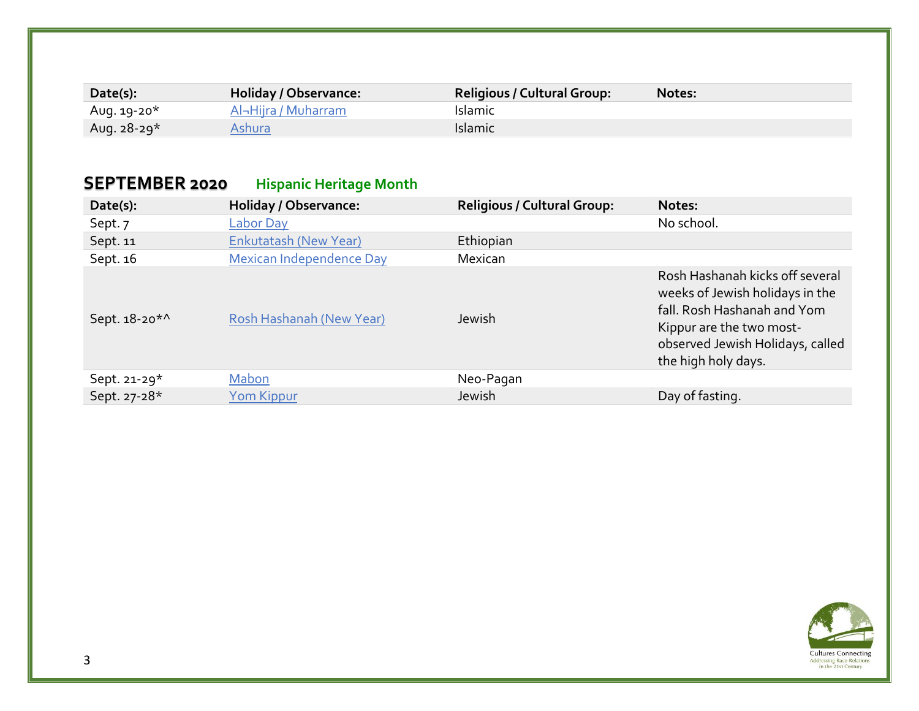| Date(s): | Holiday / Observance: | Religious / Cultural Group: | Notes: |
|---|---|---|---|
| Aug. 19-20* | Al¬Hijra / Muharram | Islamic | |
| Aug. 28-29* | Ashura | Islamic | |

## SEPTEMBER 2020 Hispanic Heritage Month

| Date(s): | Holiday / Observance: | Religious / Cultural Group: | Notes: |
|---|---|---|---|
| Sept. 7 | Labor Day | | No school. |
| Sept. 11 | Enkutatash (New Year) | Ethiopian | |
| Sept. 16 | Mexican Independence Day | Mexican | |
| Sept. 18-20*^ | Rosh Hashanah (New Year) | Jewish | Rosh Hashanah kicks off several weeks of Jewish holidays in the fall. Rosh Hashanah and Yom Kippur are the two most-observed Jewish Holidays, called the high holy days. |
| Sept. 21-29* | Mabon | Neo-Pagan | |
| Sept. 27-28* | Yom Kippur | Jewish | Day of fasting. |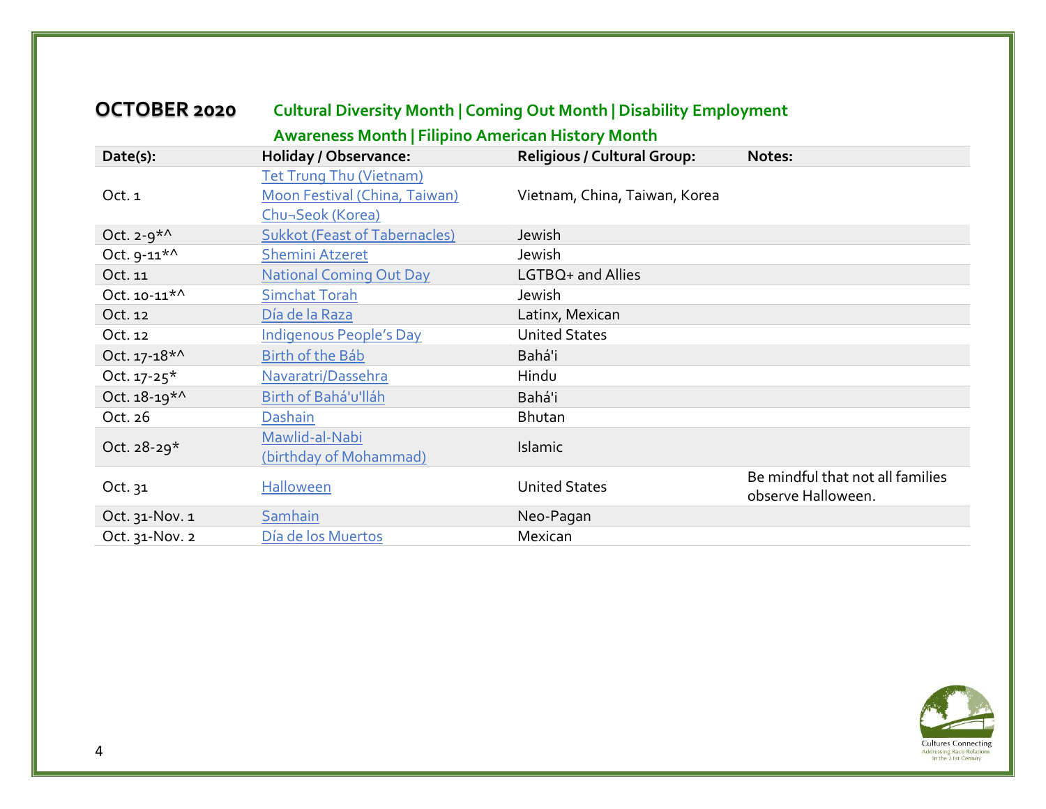## OCTOBER 2020

**Cultural Diversity Month | Coming Out Month | Disability Employment Awareness Month | Filipino American History Month**

| Date(s): | Holiday / Observance: | Religious / Cultural Group: | Notes: |
|---|---|---|---|
| Oct. 1 | Tet Trung Thu (Vietnam)<br>Moon Festival (China, Taiwan)<br>Chu¬Seok (Korea) | Vietnam, China, Taiwan, Korea | |
| Oct. 2-9*^ | Sukkot (Feast of Tabernacles) | Jewish | |
| Oct. 9-11*^ | Shemini Atzeret | Jewish | |
| Oct. 11 | National Coming Out Day | LGTBQ+ and Allies | |
| Oct. 10-11*^ | Simchat Torah | Jewish | |
| Oct. 12 | Día de la Raza | Latinx, Mexican | |
| Oct. 12 | Indigenous People's Day | United States | |
| Oct. 17-18*^ | Birth of the Báb | Bahá'i | |
| Oct. 17-25* | Navaratri/Dassehra | Hindu | |
| Oct. 18-19*^ | Birth of Bahá'u'lláh | Bahá'i | |
| Oct. 26 | Dashain | Bhutan | |
| Oct. 28-29* | Mawlid-al-Nabi<br>(birthday of Mohammad) | Islamic | |
| Oct. 31 | Halloween | United States | Be mindful that not all families observe Halloween. |
| Oct. 31-Nov. 1 | Samhain | Neo-Pagan | |
| Oct. 31-Nov. 2 | Día de los Muertos | Mexican | |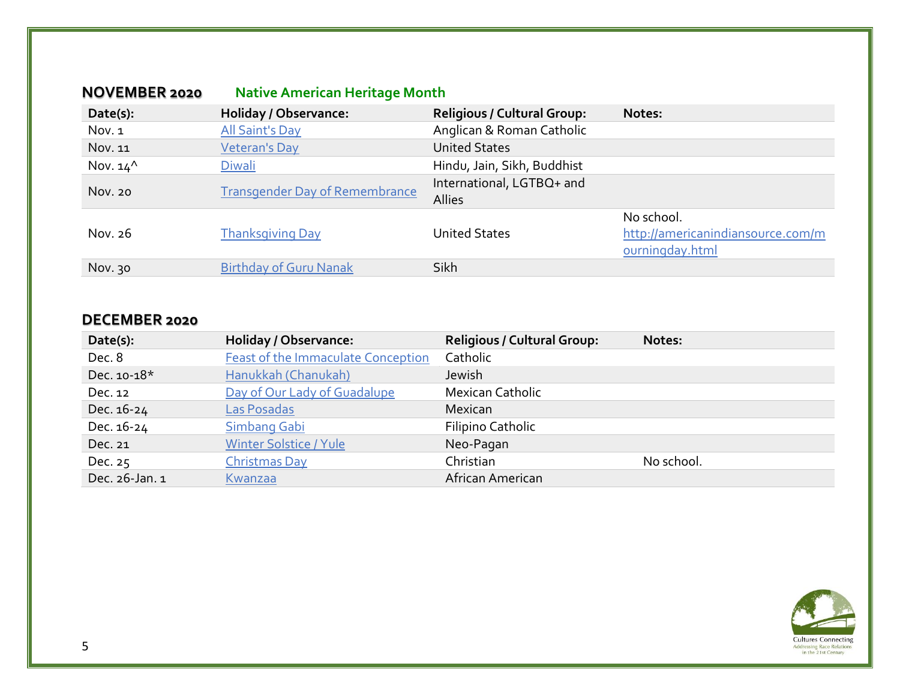## NOVEMBER 2020 Native American Heritage Month

| Date(s): | Holiday / Observance: | Religious / Cultural Group: | Notes: |
|---|---|---|---|
| Nov. 1 | All Saint's Day | Anglican & Roman Catholic | |
| Nov. 11 | Veteran's Day | United States | |
| Nov. 14^ | Diwali | Hindu, Jain, Sikh, Buddhist | |
| Nov. 20 | Transgender Day of Remembrance | International, LGTBQ+ and Allies | |
| Nov. 26 | Thanksgiving Day | United States | No school. http://americanindiansource.com/mourningday.html |
| Nov. 30 | Birthday of Guru Nanak | Sikh | |

## DECEMBER 2020

| Date(s): | Holiday / Observance: | Religious / Cultural Group: | Notes: |
|---|---|---|---|
| Dec. 8 | Feast of the Immaculate Conception | Catholic | |
| Dec. 10-18* | Hanukkah (Chanukah) | Jewish | |
| Dec. 12 | Day of Our Lady of Guadalupe | Mexican Catholic | |
| Dec. 16-24 | Las Posadas | Mexican | |
| Dec. 16-24 | Simbang Gabi | Filipino Catholic | |
| Dec. 21 | Winter Solstice / Yule | Neo-Pagan | |
| Dec. 25 | Christmas Day | Christian | No school. |
| Dec. 26-Jan. 1 | Kwanzaa | African American | |

Cultures Connecting
Addressing Race Relations in the 21st Century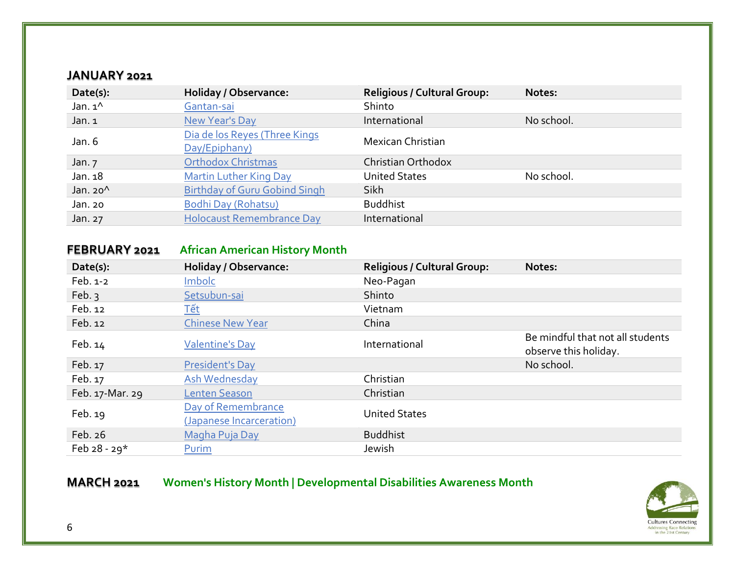### JANUARY 2021

| Date(s): | Holiday / Observance: | Religious / Cultural Group: | Notes: |
|---|---|---|---|
| Jan. 1^ | Gantan-sai | Shinto | |
| Jan. 1 | New Year's Day | International | No school. |
| Jan. 6 | Dia de los Reyes (Three Kings Day/Epiphany) | Mexican Christian | |
| Jan. 7 | Orthodox Christmas | Christian Orthodox | |
| Jan. 18 | Martin Luther King Day | United States | No school. |
| Jan. 20^ | Birthday of Guru Gobind Singh | Sikh | |
| Jan. 20 | Bodhi Day (Rohatsu) | Buddhist | |
| Jan. 27 | Holocaust Remembrance Day | International | |

### FEBRUARY 2021 African American History Month

| Date(s): | Holiday / Observance: | Religious / Cultural Group: | Notes: |
|---|---|---|---|
| Feb. 1-2 | Imbolc | Neo-Pagan | |
| Feb. 3 | Setsubun-sai | Shinto | |
| Feb. 12 | Tết | Vietnam | |
| Feb. 12 | Chinese New Year | China | |
| Feb. 14 | Valentine's Day | International | Be mindful that not all students observe this holiday. |
| Feb. 17 | President's Day | | No school. |
| Feb. 17 | Ash Wednesday | Christian | |
| Feb. 17-Mar. 29 | Lenten Season | Christian | |
| Feb. 19 | Day of Remembrance (Japanese Incarceration) | United States | |
| Feb. 26 | Magha Puja Day | Buddhist | |
| Feb 28 - 29* | Purim | Jewish | |

### MARCH 2021 Women's History Month | Developmental Disabilities Awareness Month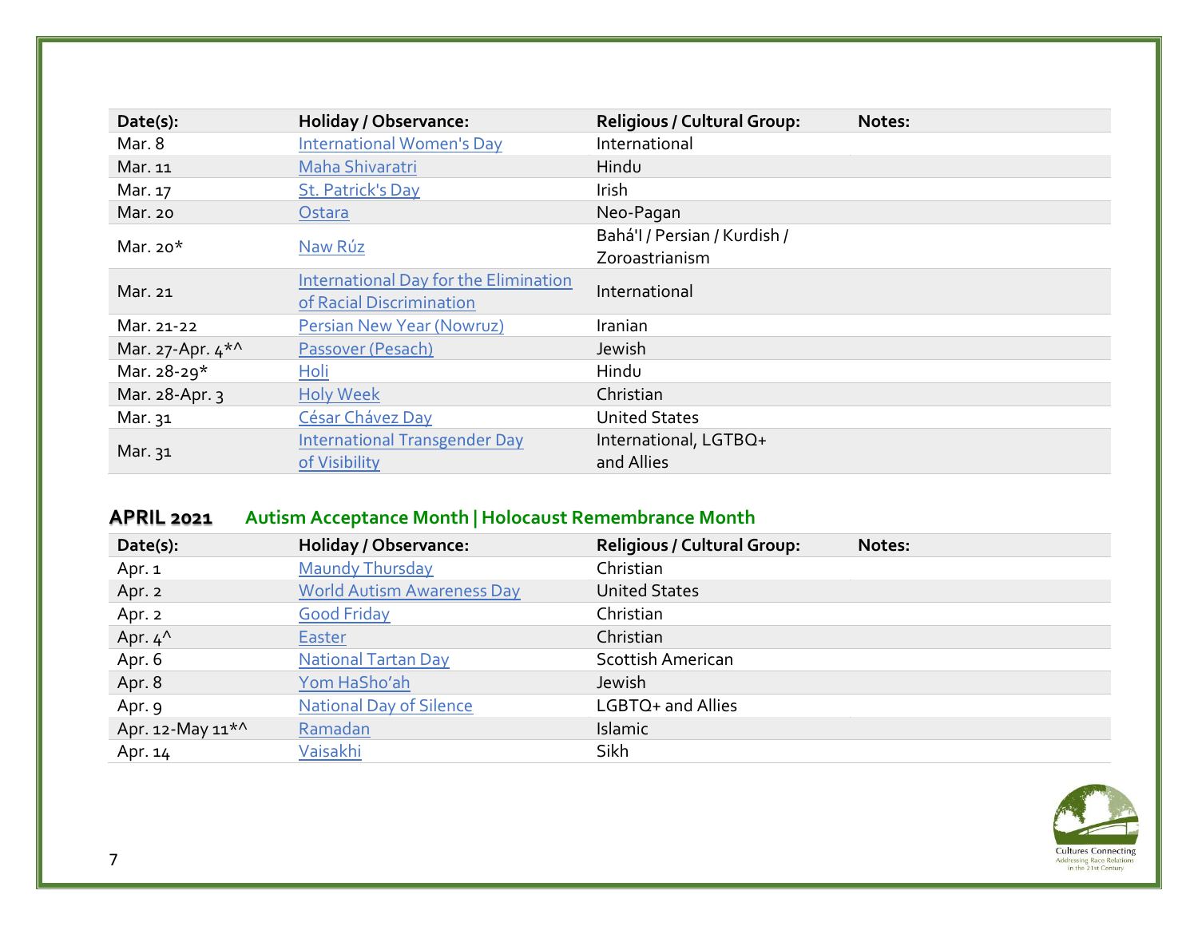| Date(s): | Holiday / Observance: | Religious / Cultural Group: | Notes: |
|---|---|---|---|
| Mar. 8 | International Women's Day | International | |
| Mar. 11 | Maha Shivaratri | Hindu | |
| Mar. 17 | St. Patrick's Day | Irish | |
| Mar. 20 | Ostara | Neo-Pagan | |
| Mar. 20* | Naw Rúz | Bahá'I / Persian / Kurdish / Zoroastrianism | |
| Mar. 21 | International Day for the Elimination of Racial Discrimination | International | |
| Mar. 21-22 | Persian New Year (Nowruz) | Iranian | |
| Mar. 27-Apr. 4*^ | Passover (Pesach) | Jewish | |
| Mar. 28-29* | Holi | Hindu | |
| Mar. 28-Apr. 3 | Holy Week | Christian | |
| Mar. 31 | César Chávez Day | United States | |
| Mar. 31 | International Transgender Day of Visibility | International, LGTBQ+ and Allies | |

## APRIL 2021 Autism Acceptance Month | Holocaust Remembrance Month

| Date(s): | Holiday / Observance: | Religious / Cultural Group: | Notes: |
|---|---|---|---|
| Apr. 1 | Maundy Thursday | Christian | |
| Apr. 2 | World Autism Awareness Day | United States | |
| Apr. 2 | Good Friday | Christian | |
| Apr. 4^ | Easter | Christian | |
| Apr. 6 | National Tartan Day | Scottish American | |
| Apr. 8 | Yom HaSho'ah | Jewish | |
| Apr. 9 | National Day of Silence | LGBTQ+ and Allies | |
| Apr. 12-May 11*^ | Ramadan | Islamic | |
| Apr. 14 | Vaisakhi | Sikh | |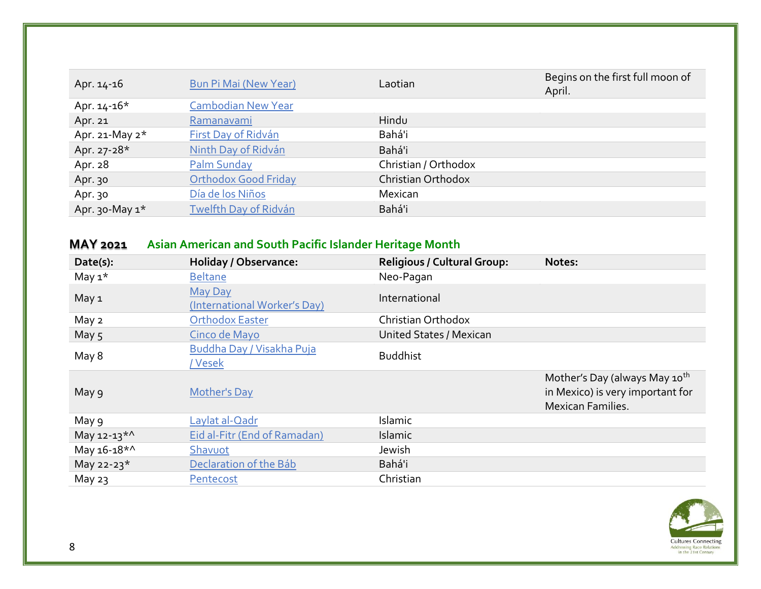| | | | |
|---|---|---|---|
| Apr. 14-16 | Bun Pi Mai (New Year) | Laotian | Begins on the first full moon of April. |
| Apr. 14-16* | Cambodian New Year | | |
| Apr. 21 | Ramanavami | Hindu | |
| Apr. 21-May 2* | First Day of Ridván | Bahá'i | |
| Apr. 27-28* | Ninth Day of Ridván | Bahá'i | |
| Apr. 28 | Palm Sunday | Christian / Orthodox | |
| Apr. 30 | Orthodox Good Friday | Christian Orthodox | |
| Apr. 30 | Día de los Niños | Mexican | |
| Apr. 30-May 1* | Twelfth Day of Ridván | Bahá'i | |

## MAY 2021 Asian American and South Pacific Islander Heritage Month

| Date(s): | Holiday / Observance: | Religious / Cultural Group: | Notes: |
|---|---|---|---|
| May 1* | Beltane | Neo-Pagan | |
| May 1 | May Day (International Worker's Day) | International | |
| May 2 | Orthodox Easter | Christian Orthodox | |
| May 5 | Cinco de Mayo | United States / Mexican | |
| May 8 | Buddha Day / Visakha Puja / Vesek | Buddhist | |
| May 9 | Mother's Day | | Mother's Day (always May 10th in Mexico) is very important for Mexican Families. |
| May 9 | Laylat al-Qadr | Islamic | |
| May 12-13*^ | Eid al-Fitr (End of Ramadan) | Islamic | |
| May 16-18*^ | Shavuot | Jewish | |
| May 22-23* | Declaration of the Báb | Bahá'i | |
| May 23 | Pentecost | Christian | |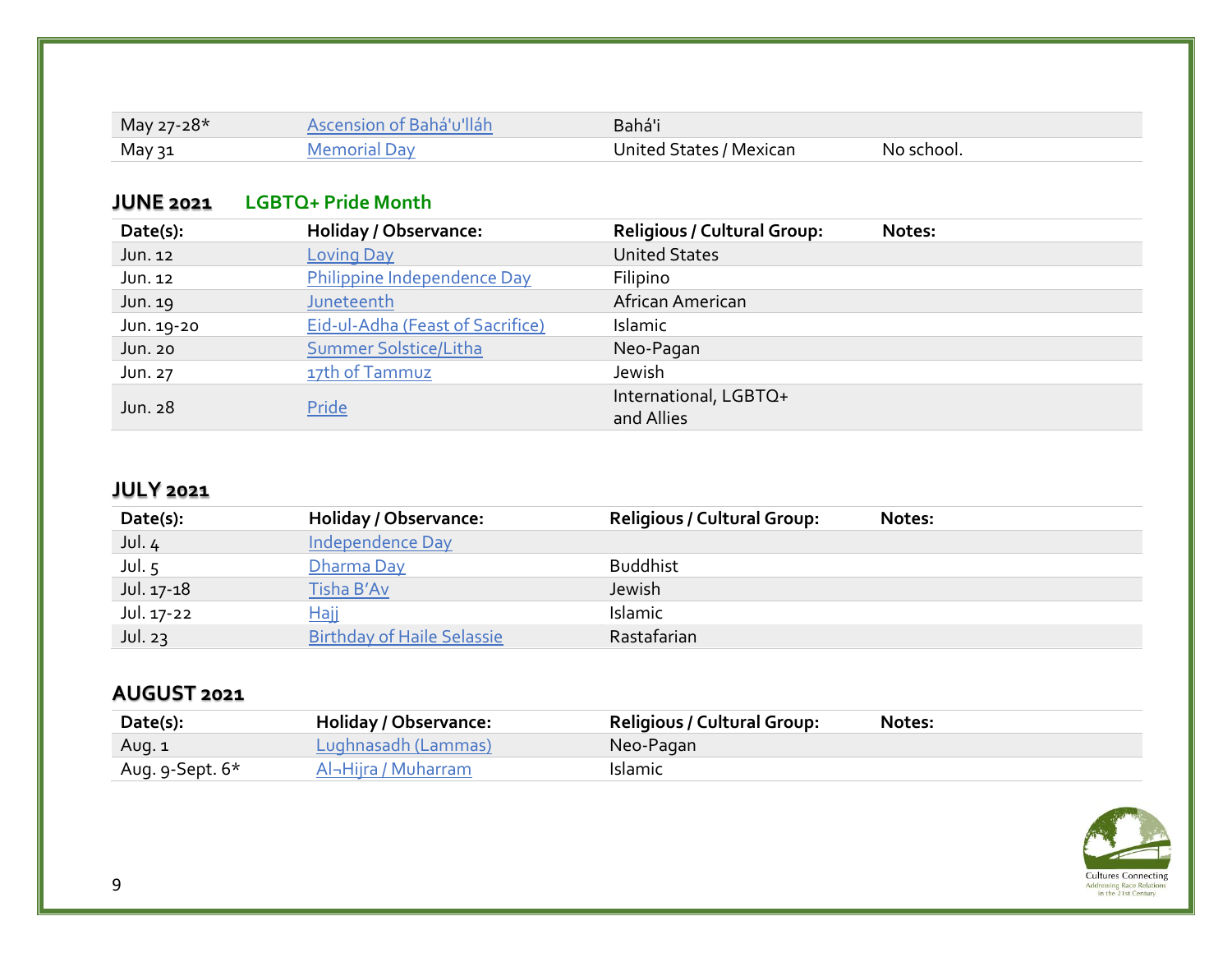| | | | |
|---|---|---|---|
| May 27-28* | Ascension of Bahá'u'lláh | Bahá'i | |
| May 31 | Memorial Day | United States / Mexican | No school. |

## JUNE 2021 LGBTQ+ Pride Month

| Date(s): | Holiday / Observance: | Religious / Cultural Group: | Notes: |
|---|---|---|---|
| Jun. 12 | Loving Day | United States | |
| Jun. 12 | Philippine Independence Day | Filipino | |
| Jun. 19 | Juneteenth | African American | |
| Jun. 19-20 | Eid-ul-Adha (Feast of Sacrifice) | Islamic | |
| Jun. 20 | Summer Solstice/Litha | Neo-Pagan | |
| Jun. 27 | 17th of Tammuz | Jewish | |
| Jun. 28 | Pride | International, LGBTQ+ and Allies | |

## JULY 2021

| Date(s): | Holiday / Observance: | Religious / Cultural Group: | Notes: |
|---|---|---|---|
| Jul. 4 | Independence Day | | |
| Jul. 5 | Dharma Day | Buddhist | |
| Jul. 17-18 | Tisha B'Av | Jewish | |
| Jul. 17-22 | Hajj | Islamic | |
| Jul. 23 | Birthday of Haile Selassie | Rastafarian | |

## AUGUST 2021

| Date(s): | Holiday / Observance: | Religious / Cultural Group: | Notes: |
|---|---|---|---|
| Aug. 1 | Lughnasadh (Lammas) | Neo-Pagan | |
| Aug. 9-Sept. 6* | Al¬Hijra / Muharram | Islamic | |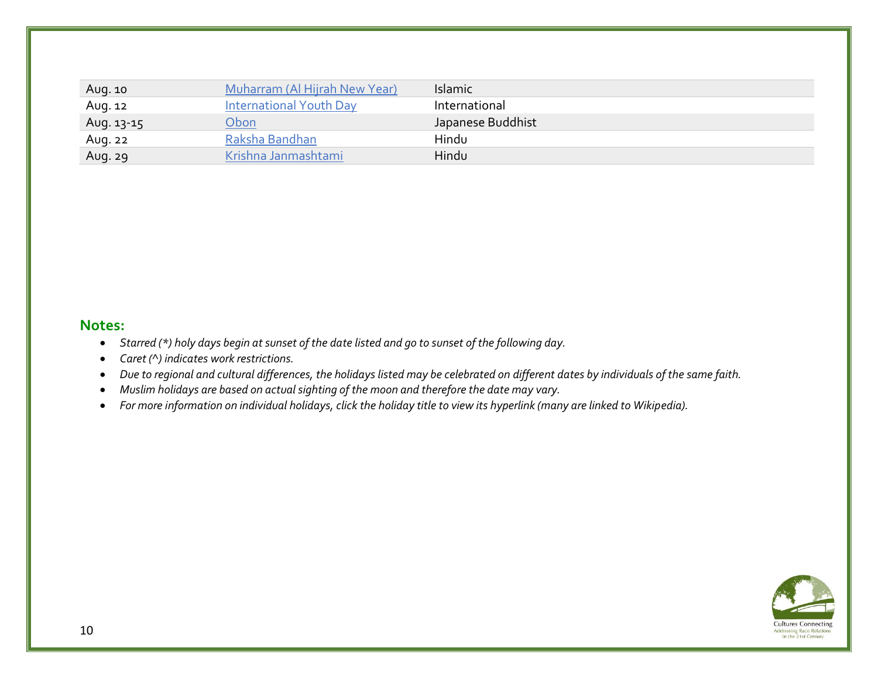| | | |
|---|---|---|
| Aug. 10 | Muharram (Al Hijrah New Year) | Islamic |
| Aug. 12 | International Youth Day | International |
| Aug. 13-15 | Obon | Japanese Buddhist |
| Aug. 22 | Raksha Bandhan | Hindu |
| Aug. 29 | Krishna Janmashtami | Hindu |

**Notes:**

- *Starred (*) holy days begin at sunset of the date listed and go to sunset of the following day.*
- *Caret (^) indicates work restrictions.*
- *Due to regional and cultural differences, the holidays listed may be celebrated on different dates by individuals of the same faith.*
- *Muslim holidays are based on actual sighting of the moon and therefore the date may vary.*
- *For more information on individual holidays, click the holiday title to view its hyperlink (many are linked to Wikipedia).*

Cultures Connecting
Addressing Race Relations in the 21st Century